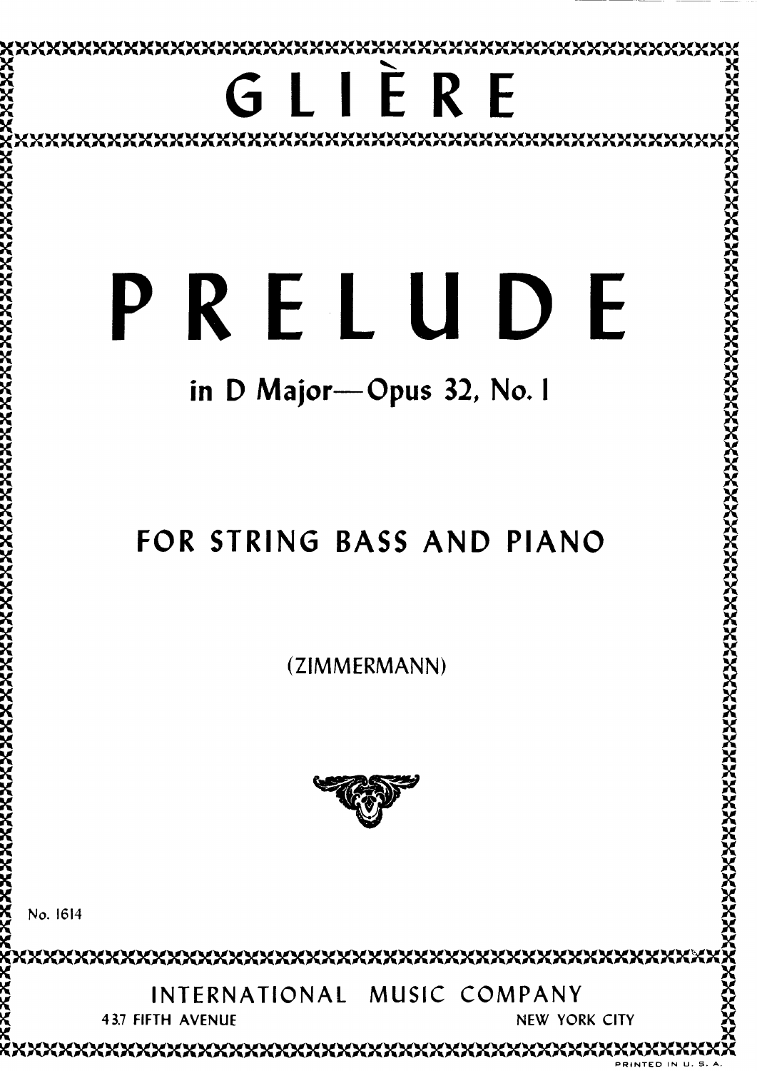# GLIÈRE

# PRELUDE

## in D Major—Opus 32, No. 1

### FOR STRING BASS AND PIANO

(ZIMMERMANN)

No. 1614

INTERNATIONAL MUSIC COMPANY

437 FIFTH AVENUE NEW YORK CITY

PRINTED IN U. S. A.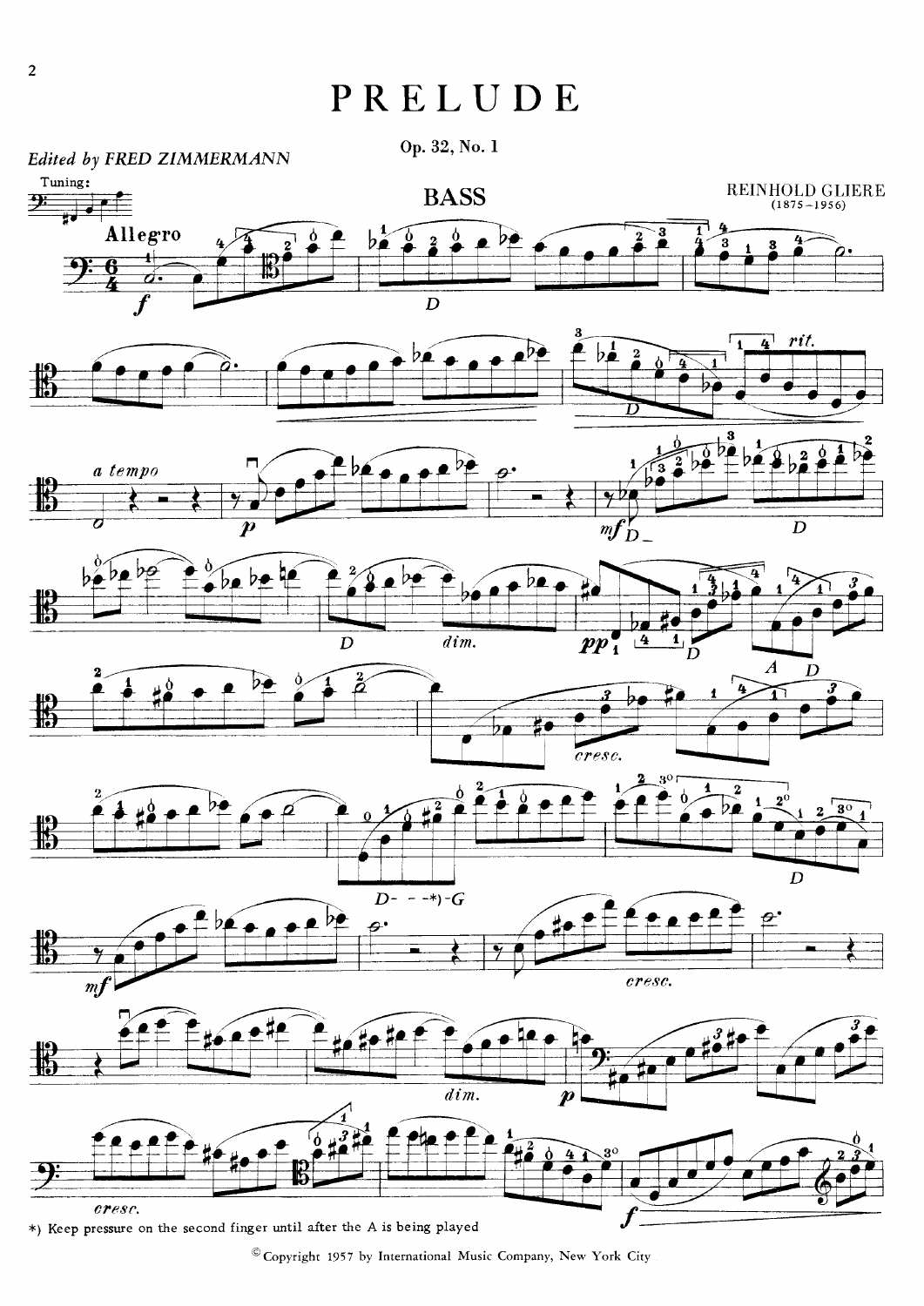# PRELUDE

Op. 32, No. 1

*Edited by FRED ZIMMERMANN*

BASS

REINHOLD GLIERE
(1875–1956)

*) Keep pressure on the second finger until after the A is being played

© Copyright 1957 by International Music Company, New York City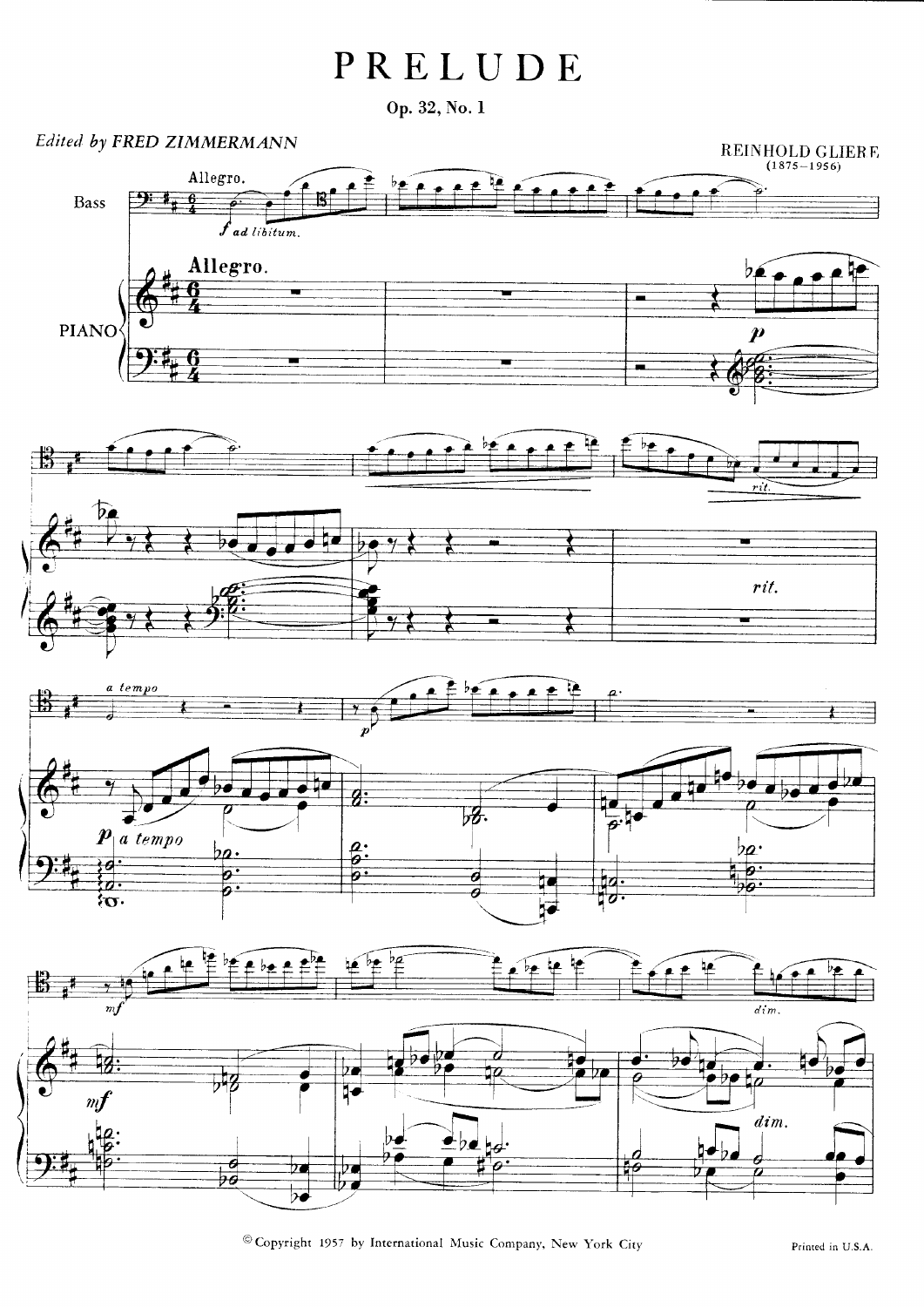# PRELUDE

Op. 32, No. 1

*Edited by FRED ZIMMERMANN*

REINHOLD GLIERE
(1875–1956)

© Copyright 1957 by International Music Company, New York City

Printed in U.S.A.